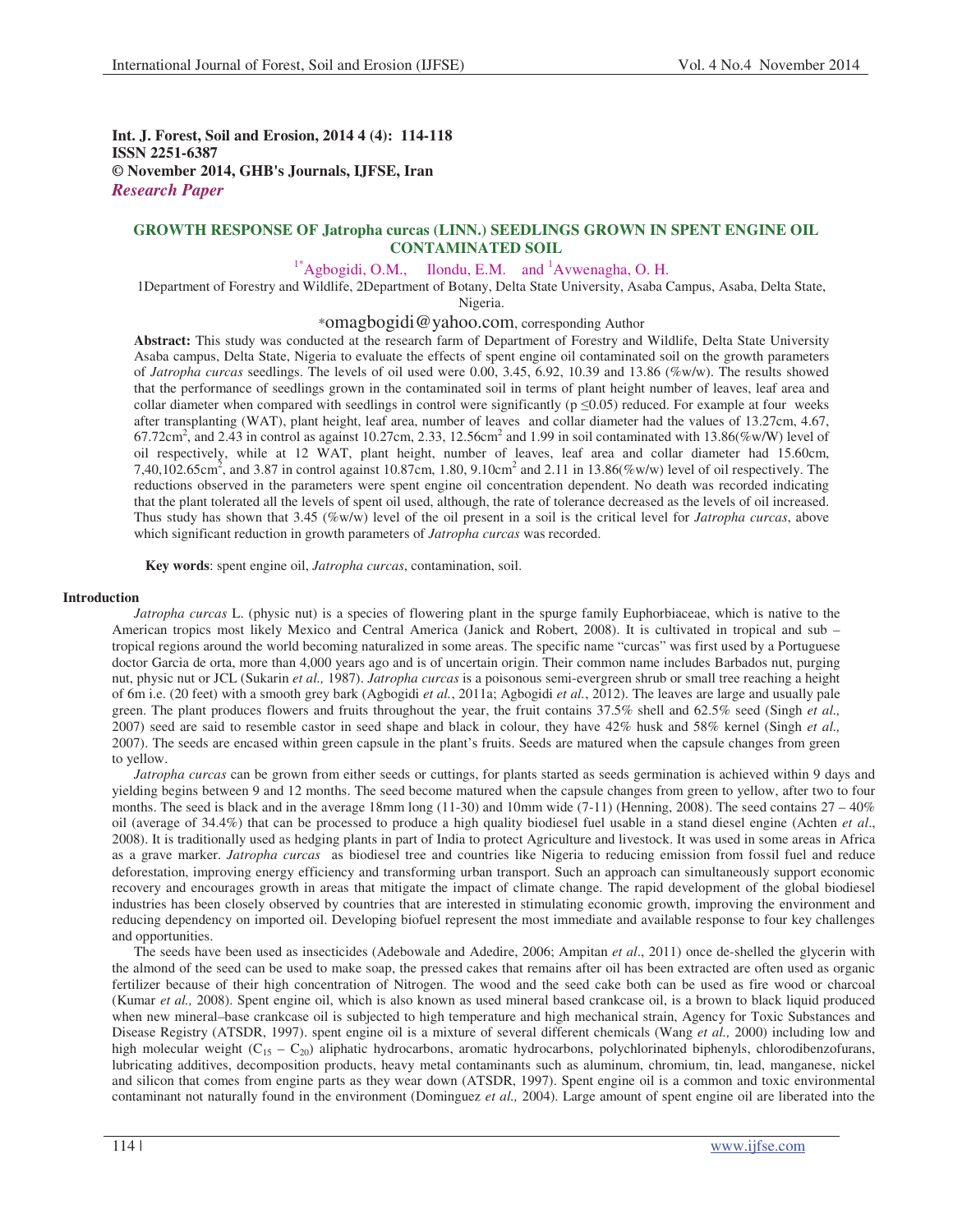**Int. J. Forest, Soil and Erosion, 2014 4 (4): 114-118**
**ISSN 2251-6387**
**© November 2014, GHB's Journals, IJFSE, Iran**
***Research Paper***

## GROWTH RESPONSE OF Jatropha curcas (LINN.) SEEDLINGS GROWN IN SPENT ENGINE OIL CONTAMINATED SOIL

[1*]Agbogidi, O.M., Ilondu, E.M. and [1]Avwenagha, O. H.

1Department of Forestry and Wildlife, 2Department of Botany, Delta State University, Asaba Campus, Asaba, Delta State, Nigeria.

*omagbogidi@yahoo.com, corresponding Author

**Abstract:** This study was conducted at the research farm of Department of Forestry and Wildlife, Delta State University Asaba campus, Delta State, Nigeria to evaluate the effects of spent engine oil contaminated soil on the growth parameters of *Jatropha curcas* seedlings. The levels of oil used were 0.00, 3.45, 6.92, 10.39 and 13.86 (%w/w). The results showed that the performance of seedlings grown in the contaminated soil in terms of plant height number of leaves, leaf area and collar diameter when compared with seedlings in control were significantly ($p \leq 0.05$) reduced. For example at four weeks after transplanting (WAT), plant height, leaf area, number of leaves and collar diameter had the values of 13.27cm, 4.67, 67.72cm$^2$, and 2.43 in control as against 10.27cm, 2.33, 12.56cm$^2$ and 1.99 in soil contaminated with 13.86(%w/W) level of oil respectively, while at 12 WAT, plant height, number of leaves, leaf area and collar diameter had 15.60cm, 7,40,102.65cm$^2$, and 3.87 in control against 10.87cm, 1.80, 9.10cm$^2$ and 2.11 in 13.86(%w/w) level of oil respectively. The reductions observed in the parameters were spent engine oil concentration dependent. No death was recorded indicating that the plant tolerated all the levels of spent oil used, although, the rate of tolerance decreased as the levels of oil increased. Thus study has shown that 3.45 (%w/w) level of the oil present in a soil is the critical level for *Jatropha curcas*, above which significant reduction in growth parameters of *Jatropha curcas* was recorded.

**Key words**: spent engine oil, *Jatropha curcas*, contamination, soil.

### Introduction

*Jatropha curcas* L. (physic nut) is a species of flowering plant in the spurge family Euphorbiaceae, which is native to the American tropics most likely Mexico and Central America (Janick and Robert, 2008). It is cultivated in tropical and sub – tropical regions around the world becoming naturalized in some areas. The specific name "curcas" was first used by a Portuguese doctor Garcia de orta, more than 4,000 years ago and is of uncertain origin. Their common name includes Barbados nut, purging nut, physic nut or JCL (Sukarin *et al.,* 1987). *Jatropha curcas* is a poisonous semi-evergreen shrub or small tree reaching a height of 6m i.e. (20 feet) with a smooth grey bark (Agbogidi *et al.*, 2011a; Agbogidi *et al.*, 2012). The leaves are large and usually pale green. The plant produces flowers and fruits throughout the year, the fruit contains 37.5% shell and 62.5% seed (Singh *et al.,* 2007) seed are said to resemble castor in seed shape and black in colour, they have 42% husk and 58% kernel (Singh *et al.,* 2007). The seeds are encased within green capsule in the plant's fruits. Seeds are matured when the capsule changes from green to yellow.

*Jatropha curcas* can be grown from either seeds or cuttings, for plants started as seeds germination is achieved within 9 days and yielding begins between 9 and 12 months. The seed become matured when the capsule changes from green to yellow, after two to four months. The seed is black and in the average 18mm long (11-30) and 10mm wide (7-11) (Henning, 2008). The seed contains 27 – 40% oil (average of 34.4%) that can be processed to produce a high quality biodiesel fuel usable in a stand diesel engine (Achten *et al*., 2008). It is traditionally used as hedging plants in part of India to protect Agriculture and livestock. It was used in some areas in Africa as a grave marker. *Jatropha curcas* as biodiesel tree and countries like Nigeria to reducing emission from fossil fuel and reduce deforestation, improving energy efficiency and transforming urban transport. Such an approach can simultaneously support economic recovery and encourages growth in areas that mitigate the impact of climate change. The rapid development of the global biodiesel industries has been closely observed by countries that are interested in stimulating economic growth, improving the environment and reducing dependency on imported oil. Developing biofuel represent the most immediate and available response to four key challenges and opportunities.

The seeds have been used as insecticides (Adebowale and Adedire, 2006; Ampitan *et al*., 2011) once de-shelled the glycerin with the almond of the seed can be used to make soap, the pressed cakes that remains after oil has been extracted are often used as organic fertilizer because of their high concentration of Nitrogen. The wood and the seed cake both can be used as fire wood or charcoal (Kumar *et al.,* 2008). Spent engine oil, which is also known as used mineral based crankcase oil, is a brown to black liquid produced when new mineral–base crankcase oil is subjected to high temperature and high mechanical strain, Agency for Toxic Substances and Disease Registry (ATSDR, 1997). spent engine oil is a mixture of several different chemicals (Wang *et al.,* 2000) including low and high molecular weight ($C_{15}$ – $C_{20}$) aliphatic hydrocarbons, aromatic hydrocarbons, polychlorinated biphenyls, chlorodibenzofurans, lubricating additives, decomposition products, heavy metal contaminants such as aluminum, chromium, tin, lead, manganese, nickel and silicon that comes from engine parts as they wear down (ATSDR, 1997). Spent engine oil is a common and toxic environmental contaminant not naturally found in the environment (Dominguez *et al.,* 2004). Large amount of spent engine oil are liberated into the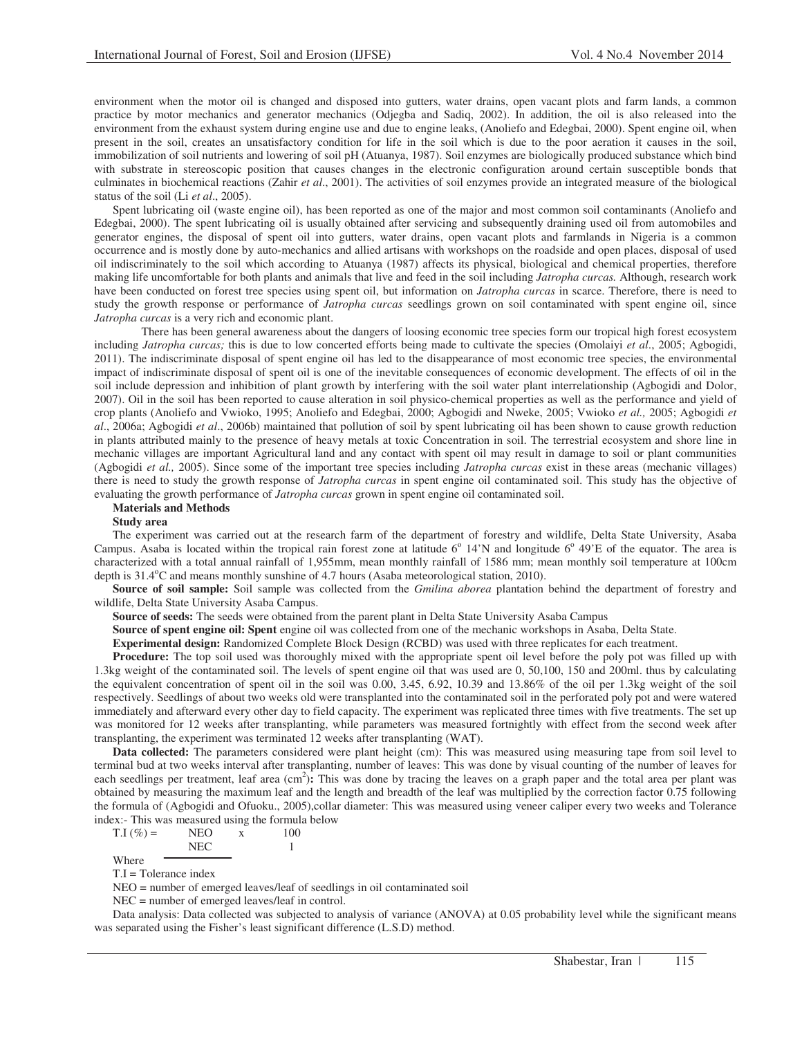environment when the motor oil is changed and disposed into gutters, water drains, open vacant plots and farm lands, a common practice by motor mechanics and generator mechanics (Odjegba and Sadiq, 2002). In addition, the oil is also released into the environment from the exhaust system during engine use and due to engine leaks, (Anoliefo and Edegbai, 2000). Spent engine oil, when present in the soil, creates an unsatisfactory condition for life in the soil which is due to the poor aeration it causes in the soil, immobilization of soil nutrients and lowering of soil pH (Atuanya, 1987). Soil enzymes are biologically produced substance which bind with substrate in stereoscopic position that causes changes in the electronic configuration around certain susceptible bonds that culminates in biochemical reactions (Zahir *et al*., 2001). The activities of soil enzymes provide an integrated measure of the biological status of the soil (Li *et al*., 2005).

Spent lubricating oil (waste engine oil), has been reported as one of the major and most common soil contaminants (Anoliefo and Edegbai, 2000). The spent lubricating oil is usually obtained after servicing and subsequently draining used oil from automobiles and generator engines, the disposal of spent oil into gutters, water drains, open vacant plots and farmlands in Nigeria is a common occurrence and is mostly done by auto-mechanics and allied artisans with workshops on the roadside and open places, disposal of used oil indiscriminately to the soil which according to Atuanya (1987) affects its physical, biological and chemical properties, therefore making life uncomfortable for both plants and animals that live and feed in the soil including *Jatropha curcas.* Although, research work have been conducted on forest tree species using spent oil, but information on *Jatropha curcas* in scarce. Therefore, there is need to study the growth response or performance of *Jatropha curcas* seedlings grown on soil contaminated with spent engine oil, since *Jatropha curcas* is a very rich and economic plant.

There has been general awareness about the dangers of loosing economic tree species form our tropical high forest ecosystem including *Jatropha curcas;* this is due to low concerted efforts being made to cultivate the species (Omolaiyi *et al*., 2005; Agbogidi, 2011). The indiscriminate disposal of spent engine oil has led to the disappearance of most economic tree species, the environmental impact of indiscriminate disposal of spent oil is one of the inevitable consequences of economic development. The effects of oil in the soil include depression and inhibition of plant growth by interfering with the soil water plant interrelationship (Agbogidi and Dolor, 2007). Oil in the soil has been reported to cause alteration in soil physico-chemical properties as well as the performance and yield of crop plants (Anoliefo and Vwioko, 1995; Anoliefo and Edegbai, 2000; Agbogidi and Nweke, 2005; Vwioko *et al.,* 2005; Agbogidi *et al*., 2006a; Agbogidi *et al*., 2006b) maintained that pollution of soil by spent lubricating oil has been shown to cause growth reduction in plants attributed mainly to the presence of heavy metals at toxic Concentration in soil. The terrestrial ecosystem and shore line in mechanic villages are important Agricultural land and any contact with spent oil may result in damage to soil or plant communities (Agbogidi *et al.,* 2005). Since some of the important tree species including *Jatropha curcas* exist in these areas (mechanic villages) there is need to study the growth response of *Jatropha curcas* in spent engine oil contaminated soil. This study has the objective of evaluating the growth performance of *Jatropha curcas* grown in spent engine oil contaminated soil.

## Materials and Methods

### Study area

The experiment was carried out at the research farm of the department of forestry and wildlife, Delta State University, Asaba Campus. Asaba is located within the tropical rain forest zone at latitude 6° 14'N and longitude 6° 49'E of the equator. The area is characterized with a total annual rainfall of 1,955mm, mean monthly rainfall of 1586 mm; mean monthly soil temperature at 100cm depth is 31.4°C and means monthly sunshine of 4.7 hours (Asaba meteorological station, 2010).

**Source of soil sample:** Soil sample was collected from the *Gmilina aborea* plantation behind the department of forestry and wildlife, Delta State University Asaba Campus.

**Source of seeds:** The seeds were obtained from the parent plant in Delta State University Asaba Campus

**Source of spent engine oil: Spent** engine oil was collected from one of the mechanic workshops in Asaba, Delta State.

**Experimental design:** Randomized Complete Block Design (RCBD) was used with three replicates for each treatment.

**Procedure:** The top soil used was thoroughly mixed with the appropriate spent oil level before the poly pot was filled up with 1.3kg weight of the contaminated soil. The levels of spent engine oil that was used are 0, 50,100, 150 and 200ml. thus by calculating the equivalent concentration of spent oil in the soil was 0.00, 3.45, 6.92, 10.39 and 13.86% of the oil per 1.3kg weight of the soil respectively. Seedlings of about two weeks old were transplanted into the contaminated soil in the perforated poly pot and were watered immediately and afterward every other day to field capacity. The experiment was replicated three times with five treatments. The set up was monitored for 12 weeks after transplanting, while parameters was measured fortnightly with effect from the second week after transplanting, the experiment was terminated 12 weeks after transplanting (WAT).

**Data collected:** The parameters considered were plant height (cm): This was measured using measuring tape from soil level to terminal bud at two weeks interval after transplanting, number of leaves: This was done by visual counting of the number of leaves for each seedlings per treatment, leaf area (cm$^2$)**:** This was done by tracing the leaves on a graph paper and the total area per plant was obtained by measuring the maximum leaf and the length and breadth of the leaf was multiplied by the correction factor 0.75 following the formula of (Agbogidi and Ofuoku., 2005),collar diameter: This was measured using veneer caliper every two weeks and Tolerance index:- This was measured using the formula below

$$T.I\,(\%) = \frac{NEO}{NEC} \times \frac{100}{1}$$

Where

T.I = Tolerance index

NEO = number of emerged leaves/leaf of seedlings in oil contaminated soil

NEC = number of emerged leaves/leaf in control.

Data analysis: Data collected was subjected to analysis of variance (ANOVA) at 0.05 probability level while the significant means was separated using the Fisher's least significant difference (L.S.D) method.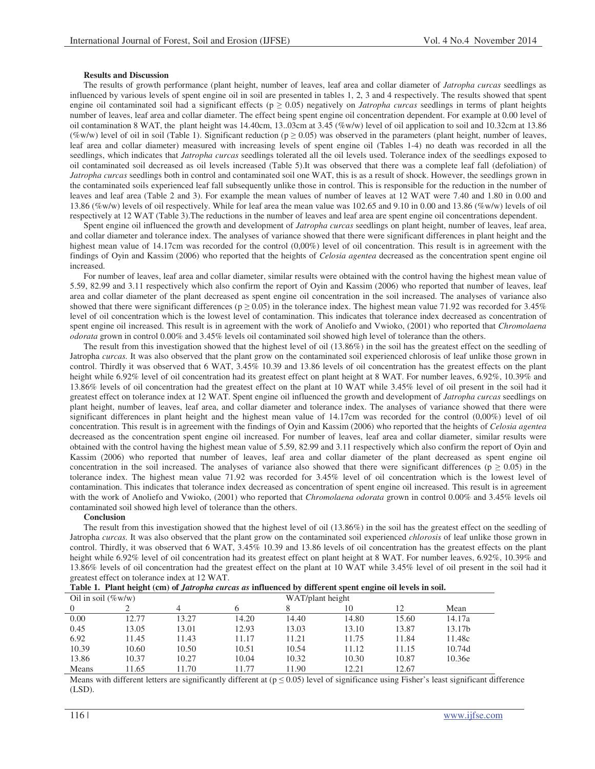**Results and Discussion**

The results of growth performance (plant height, number of leaves, leaf area and collar diameter of *Jatropha curcas* seedlings as influenced by various levels of spent engine oil in soil are presented in tables 1, 2, 3 and 4 respectively. The results showed that spent engine oil contaminated soil had a significant effects ($p \geq 0.05$) negatively on *Jatropha curcas* seedlings in terms of plant heights number of leaves, leaf area and collar diameter. The effect being spent engine oil concentration dependent. For example at 0.00 level of oil contamination 8 WAT, the plant height was 14.40cm, 13..03cm at 3.45 (%w/w) level of oil application to soil and 10.32cm at 13.86 (%w/w) level of oil in soil (Table 1). Significant reduction ($p \geq 0.05$) was observed in the parameters (plant height, number of leaves, leaf area and collar diameter) measured with increasing levels of spent engine oil (Tables 1-4) no death was recorded in all the seedlings, which indicates that *Jatropha curcas* seedlings tolerated all the oil levels used. Tolerance index of the seedlings exposed to oil contaminated soil decreased as oil levels increased (Table 5).It was observed that there was a complete leaf fall (defoliation) of *Jatropha curcas* seedlings both in control and contaminated soil one WAT, this is as a result of shock. However, the seedlings grown in the contaminated soils experienced leaf fall subsequently unlike those in control. This is responsible for the reduction in the number of leaves and leaf area (Table 2 and 3). For example the mean values of number of leaves at 12 WAT were 7.40 and 1.80 in 0.00 and 13.86 (%w/w) levels of oil respectively. While for leaf area the mean value was 102.65 and 9.10 in 0.00 and 13.86 (%w/w) levels of oil respectively at 12 WAT (Table 3).The reductions in the number of leaves and leaf area are spent engine oil concentrations dependent.

Spent engine oil influenced the growth and development of *Jatropha curcas* seedlings on plant height, number of leaves, leaf area, and collar diameter and tolerance index. The analyses of variance showed that there were significant differences in plant height and the highest mean value of 14.17cm was recorded for the control (0,00%) level of oil concentration. This result is in agreement with the findings of Oyin and Kassim (2006) who reported that the heights of *Celosia agentea* decreased as the concentration spent engine oil increased.

For number of leaves, leaf area and collar diameter, similar results were obtained with the control having the highest mean value of 5.59, 82.99 and 3.11 respectively which also confirm the report of Oyin and Kassim (2006) who reported that number of leaves, leaf area and collar diameter of the plant decreased as spent engine oil concentration in the soil increased. The analyses of variance also showed that there were significant differences ($p \geq 0.05$) in the tolerance index. The highest mean value 71.92 was recorded for 3.45% level of oil concentration which is the lowest level of contamination. This indicates that tolerance index decreased as concentration of spent engine oil increased. This result is in agreement with the work of Anoliefo and Vwioko, (2001) who reported that *Chromolaena odorata* grown in control 0.00% and 3.45% levels oil contaminated soil showed high level of tolerance than the others.

The result from this investigation showed that the highest level of oil (13.86%) in the soil has the greatest effect on the seedling of Jatropha *curcas.* It was also observed that the plant grow on the contaminated soil experienced chlorosis of leaf unlike those grown in control. Thirdly it was observed that 6 WAT, 3.45% 10.39 and 13.86 levels of oil concentration has the greatest effects on the plant height while 6.92% level of oil concentration had its greatest effect on plant height at 8 WAT. For number leaves, 6.92%, 10.39% and 13.86% levels of oil concentration had the greatest effect on the plant at 10 WAT while 3.45% level of oil present in the soil had it greatest effect on tolerance index at 12 WAT. Spent engine oil influenced the growth and development of *Jatropha curcas* seedlings on plant height, number of leaves, leaf area, and collar diameter and tolerance index. The analyses of variance showed that there were significant differences in plant height and the highest mean value of 14.17cm was recorded for the control (0,00%) level of oil concentration. This result is in agreement with the findings of Oyin and Kassim (2006) who reported that the heights of *Celosia agentea* decreased as the concentration spent engine oil increased. For number of leaves, leaf area and collar diameter, similar results were obtained with the control having the highest mean value of 5.59, 82.99 and 3.11 respectively which also confirm the report of Oyin and Kassim (2006) who reported that number of leaves, leaf area and collar diameter of the plant decreased as spent engine oil concentration in the soil increased. The analyses of variance also showed that there were significant differences ($p \geq 0.05$) in the tolerance index. The highest mean value 71.92 was recorded for 3.45% level of oil concentration which is the lowest level of contamination. This indicates that tolerance index decreased as concentration of spent engine oil increased. This result is in agreement with the work of Anoliefo and Vwioko, (2001) who reported that *Chromolaena odorata* grown in control 0.00% and 3.45% levels oil contaminated soil showed high level of tolerance than the others.

**Conclusion**

The result from this investigation showed that the highest level of oil (13.86%) in the soil has the greatest effect on the seedling of Jatropha *curcas.* It was also observed that the plant grow on the contaminated soil experienced *chlorosis* of leaf unlike those grown in control. Thirdly, it was observed that 6 WAT, 3.45% 10.39 and 13.86 levels of oil concentration has the greatest effects on the plant height while 6.92% level of oil concentration had its greatest effect on plant height at 8 WAT. For number leaves, 6.92%, 10.39% and 13.86% levels of oil concentration had the greatest effect on the plant at 10 WAT while 3.45% level of oil present in the soil had it greatest effect on tolerance index at 12 WAT.

**Table 1. Plant height (cm) of *Jatropha curcas as* influenced by different spent engine oil levels in soil.**

| Oil in soil (%w/w) | WAT/plant height | | | | | | |
|---|---|---|---|---|---|---|---|
| 0 | 2 | 4 | 6 | 8 | 10 | 12 | Mean |
| 0.00 | 12.77 | 13.27 | 14.20 | 14.40 | 14.80 | 15.60 | 14.17a |
| 0.45 | 13.05 | 13.01 | 12.93 | 13.03 | 13.10 | 13.87 | 13.17b |
| 6.92 | 11.45 | 11.43 | 11.17 | 11.21 | 11.75 | 11.84 | 11.48c |
| 10.39 | 10.60 | 10.50 | 10.51 | 10.54 | 11.12 | 11.15 | 10.74d |
| 13.86 | 10.37 | 10.27 | 10.04 | 10.32 | 10.30 | 10.87 | 10.36e |
| Means | 11.65 | 11.70 | 11.77 | 11.90 | 12.21 | 12.67 | |

Means with different letters are significantly different at ($p \leq 0.05$) level of significance using Fisher's least significant difference (LSD).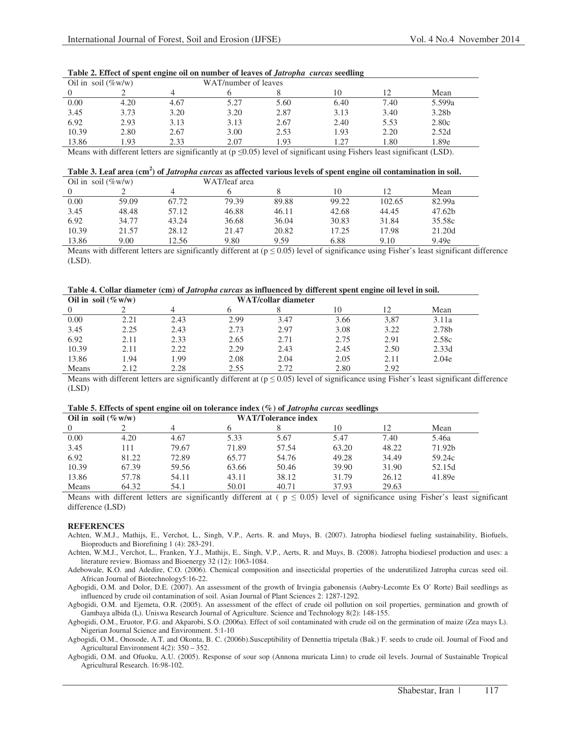**Table 2. Effect of spent engine oil on number of leaves of *Jatropha curcas* seedling**

| Oil in soil (%w/w) | WAT/number of leaves | | | | | | |
|---|---|---|---|---|---|---|---|
| 0 | 2 | 4 | 6 | 8 | 10 | 12 | Mean |
| 0.00 | 4.20 | 4.67 | 5.27 | 5.60 | 6.40 | 7.40 | 5.599a |
| 3.45 | 3.73 | 3.20 | 3.20 | 2.87 | 3.13 | 3.40 | 3.28b |
| 6.92 | 2.93 | 3.13 | 3.13 | 2.67 | 2.40 | 5.53 | 2.80c |
| 10.39 | 2.80 | 2.67 | 3.00 | 2.53 | 1.93 | 2.20 | 2.52d |
| 13.86 | 1.93 | 2.33 | 2.07 | 1.93 | 1.27 | 1.80 | 1.89e |

Means with different letters are significantly at ($p \leq 0.05$) level of significant using Fishers least significant (LSD).

**Table 3. Leaf area ($cm^2$) of *Jatropha curcas* as affected various levels of spent engine oil contamination in soil.**

| Oil in soil (%w/w) | WAT/leaf area | | | | | | |
|---|---|---|---|---|---|---|---|
| 0 | 2 | 4 | 6 | 8 | 10 | 12 | Mean |
| 0.00 | 59.09 | 67.72 | 79.39 | 89.88 | 99.22 | 102.65 | 82.99a |
| 3.45 | 48.48 | 57.12 | 46.88 | 46.11 | 42.68 | 44.45 | 47.62b |
| 6.92 | 34.77 | 43.24 | 36.68 | 36.04 | 30.83 | 31.84 | 35.58c |
| 10.39 | 21.57 | 28.12 | 21.47 | 20.82 | 17.25 | 17.98 | 21.20d |
| 13.86 | 9.00 | 12.56 | 9.80 | 9.59 | 6.88 | 9.10 | 9.49e |

Means with different letters are significantly different at ($p \leq 0.05$) level of significance using Fisher's least significant difference (LSD).

**Table 4. Collar diameter (cm) of *Jatropha curcas* as influenced by different spent engine oil level in soil.**

| Oil in soil (%w/w) | WAT/collar diameter | | | | | | |
|---|---|---|---|---|---|---|---|
| 0 | 2 | 4 | 6 | 8 | 10 | 12 | Mean |
| 0.00 | 2.21 | 2.43 | 2.99 | 3.47 | 3.66 | 3,87 | 3.11a |
| 3.45 | 2.25 | 2.43 | 2.73 | 2.97 | 3.08 | 3.22 | 2.78b |
| 6.92 | 2.11 | 2.33 | 2.65 | 2.71 | 2.75 | 2.91 | 2.58c |
| 10.39 | 2.11 | 2.22 | 2.29 | 2.43 | 2.45 | 2.50 | 2.33d |
| 13.86 | 1.94 | 1.99 | 2.08 | 2.04 | 2.05 | 2.11 | 2.04e |
| Means | 2.12 | 2.28 | 2.55 | 2.72 | 2.80 | 2.92 | |

Means with different letters are significantly different at ($p \leq 0.05$) level of significance using Fisher's least significant difference (LSD)

**Table 5. Effects of spent engine oil on tolerance index (%) of *Jatropha curcas* seedlings**

| Oil in soil (%w/w) | WAT/Tolerance index | | | | | | |
|---|---|---|---|---|---|---|---|
| 0 | 2 | 4 | 6 | 8 | 10 | 12 | Mean |
| 0.00 | 4.20 | 4.67 | 5.33 | 5.67 | 5.47 | 7.40 | 5.46a |
| 3.45 | 111 | 79.67 | 71.89 | 57.54 | 63.20 | 48.22 | 71.92b |
| 6.92 | 81.22 | 72.89 | 65.77 | 54.76 | 49.28 | 34.49 | 59.24c |
| 10.39 | 67.39 | 59.56 | 63.66 | 50.46 | 39.90 | 31.90 | 52.15d |
| 13.86 | 57.78 | 54.11 | 43.11 | 38.12 | 31.79 | 26.12 | 41.89e |
| Means | 64.32 | 54.1 | 50.01 | 40.71 | 37.93 | 29.63 | |

Means with different letters are significantly different at ($p \leq 0.05$) level of significance using Fisher's least significant difference (LSD)

## REFERENCES

Achten, W.M.J., Mathijs, E., Verchot, L., Singh, V.P., Aerts. R. and Muys, B. (2007). Jatropha biodiesel fueling sustainability, Biofuels, Bioproducts and Biorefining 1 (4): 283-291.

Achten, W.M.J., Verchot, L., Franken, Y.J., Mathijs, E., Singh, V.P., Aerts, R. and Muys, B. (2008). Jatropha biodiesel production and uses: a literature review. Biomass and Bioenergy 32 (12): 1063-1084.

Adebowale, K.O. and Adedire, C.O. (2006). Chemical composition and insecticidal properties of the underutilized Jatropha curcas seed oil. African Journal of Biotechnology5:16-22.

Agbogidi, O.M. and Dolor, D.E. (2007). An assessment of the growth of Irvingia gabonensis (Aubry-Lecomte Ex O' Rorte) Bail seedlings as influenced by crude oil contamination of soil. Asian Journal of Plant Sciences 2: 1287-1292.

Agbogidi, O.M. and Ejemeta, O.R. (2005). An assessment of the effect of crude oil pollution on soil properties, germination and growth of Gambaya albida (L). Uniswa Research Journal of Agriculture. Science and Technology 8(2): 148-155.

Agbogidi, O.M., Eruotor, P.G. and Akparobi, S.O. (2006a). Effect of soil contaminated with crude oil on the germination of maize (Zea mays L). Nigerian Journal Science and Environment. 5:1-10

Agbogidi, O.M., Onosode, A.T. and Okonta, B. C. (2006b).Susceptibility of Dennettia tripetala (Bak.) F. seeds to crude oil. Journal of Food and Agricultural Environment 4(2): 350 – 352.

Agbogidi, O.M. and Ofuoku, A.U. (2005). Response of sour sop (Annona muricata Linn) to crude oil levels. Journal of Sustainable Tropical Agricultural Research. 16:98-102.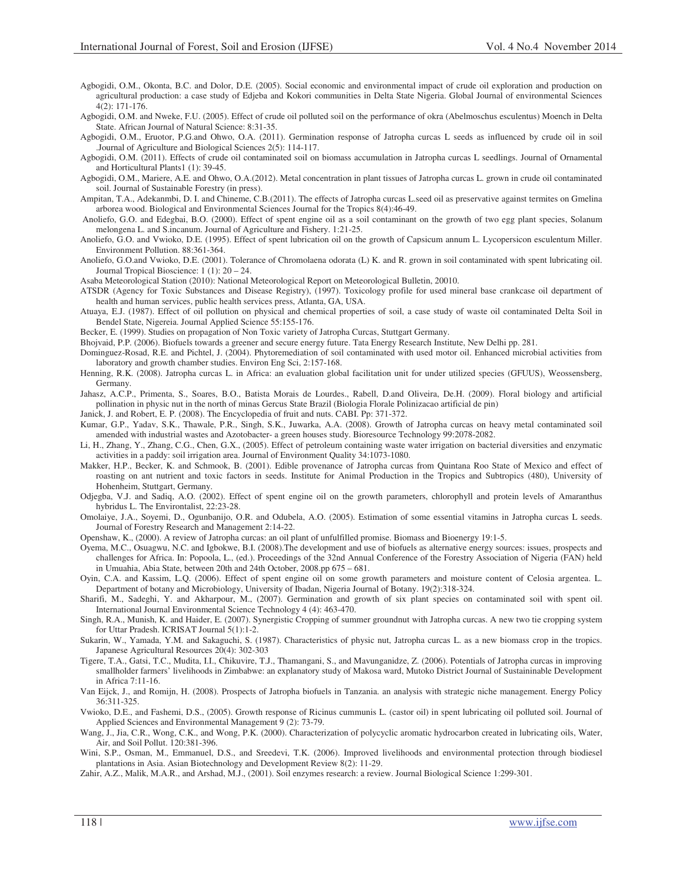Agbogidi, O.M., Okonta, B.C. and Dolor, D.E. (2005). Social economic and environmental impact of crude oil exploration and production on agricultural production: a case study of Edjeba and Kokori communities in Delta State Nigeria. Global Journal of environmental Sciences 4(2): 171-176.

Agbogidi, O.M. and Nweke, F.U. (2005). Effect of crude oil polluted soil on the performance of okra (Abelmoschus esculentus) Moench in Delta State. African Journal of Natural Science: 8:31-35.

Agbogidi, O.M., Eruotor, P.G.and Ohwo, O.A. (2011). Germination response of Jatropha curcas L seeds as influenced by crude oil in soil .Journal of Agriculture and Biological Sciences 2(5): 114-117.

Agbogidi, O.M. (2011). Effects of crude oil contaminated soil on biomass accumulation in Jatropha curcas L seedlings. Journal of Ornamental and Horticultural Plants1 (1): 39-45.

Agbogidi, O.M., Mariere, A.E. and Ohwo, O.A.(2012). Metal concentration in plant tissues of Jatropha curcas L. grown in crude oil contaminated soil. Journal of Sustainable Forestry (in press).

Ampitan, T.A., Adekanmbi, D. I. and Chineme, C.B.(2011). The effects of Jatropha curcas L.seed oil as preservative against termites on Gmelina arborea wood. Biological and Environmental Sciences Journal for the Tropics 8(4):46-49.

Anoliefo, G.O. and Edegbai, B.O. (2000). Effect of spent engine oil as a soil contaminant on the growth of two egg plant species, Solanum melongena L. and S.incanum. Journal of Agriculture and Fishery. 1:21-25.

Anoliefo, G.O. and Vwioko, D.E. (1995). Effect of spent lubrication oil on the growth of Capsicum annum L. Lycopersicon esculentum Miller. Environment Pollution. 88:361-364.

Anoliefo, G.O.and Vwioko, D.E. (2001). Tolerance of Chromolaena odorata (L) K. and R. grown in soil contaminated with spent lubricating oil. Journal Tropical Bioscience: 1 (1): 20 – 24.

Asaba Meteorological Station (2010): National Meteorological Report on Meteorological Bulletin, 20010.

ATSDR (Agency for Toxic Substances and Disease Registry), (1997). Toxicology profile for used mineral base crankcase oil department of health and human services, public health services press, Atlanta, GA, USA.

Atuaya, E.J. (1987). Effect of oil pollution on physical and chemical properties of soil, a case study of waste oil contaminated Delta Soil in Bendel State, Nigereia. Journal Applied Science 55:155-176.

Becker, E. (1999). Studies on propagation of Non Toxic variety of Jatropha Curcas, Stuttgart Germany.

Bhojvaid, P.P. (2006). Biofuels towards a greener and secure energy future. Tata Energy Research Institute, New Delhi pp. 281.

Dominguez-Rosad, R.E. and Pichtel, J. (2004). Phytoremediation of soil contaminated with used motor oil. Enhanced microbial activities from laboratory and growth chamber studies. Environ Eng Sci, 2:157-168.

Henning, R.K. (2008). Jatropha curcas L. in Africa: an evaluation global facilitation unit for under utilized species (GFUUS), Weossensberg, Germany.

Jahasz, A.C.P., Primenta, S., Soares, B.O., Batista Morais de Lourdes., Rabell, D.and Oliveira, De.H. (2009). Floral biology and artificial pollination in physic nut in the north of minas Gercus State Brazil (Biologia Florale Polinizacao artificial de pin)

Janick, J. and Robert, E. P. (2008). The Encyclopedia of fruit and nuts. CABI. Pp: 371-372.

Kumar, G.P., Yadav, S.K., Thawale, P.R., Singh, S.K., Juwarka, A.A. (2008). Growth of Jatropha curcas on heavy metal contaminated soil amended with industrial wastes and Azotobacter- a green houses study. Bioresource Technology 99:2078-2082.

Li, H., Zhang, Y., Zhang, C.G., Chen, G.X., (2005). Effect of petroleum containing waste water irrigation on bacterial diversities and enzymatic activities in a paddy: soil irrigation area. Journal of Environment Quality 34:1073-1080.

Makker, H.P., Becker, K. and Schmook, B. (2001). Edible provenance of Jatropha curcas from Quintana Roo State of Mexico and effect of roasting on ant nutrient and toxic factors in seeds. Institute for Animal Production in the Tropics and Subtropics (480), University of Hohenheim, Stuttgart, Germany.

Odjegba, V.J. and Sadiq, A.O. (2002). Effect of spent engine oil on the growth parameters, chlorophyll and protein levels of Amaranthus hybridus L. The Environtalist, 22:23-28.

Omolaiye, J.A., Soyemi, D., Ogunbanijo, O.R. and Odubela, A.O. (2005). Estimation of some essential vitamins in Jatropha curcas L seeds. Journal of Forestry Research and Management 2:14-22.

Openshaw, K., (2000). A review of Jatropha curcas: an oil plant of unfulfilled promise. Biomass and Bioenergy 19:1-5.

Oyema, M.C., Osuagwu, N.C. and Igbokwe, B.I. (2008).The development and use of biofuels as alternative energy sources: issues, prospects and challenges for Africa. In: Popoola, L., (ed.). Proceedings of the 32nd Annual Conference of the Forestry Association of Nigeria (FAN) held in Umuahia, Abia State, between 20th and 24th October, 2008.pp 675 – 681.

Oyin, C.A. and Kassim, L.Q. (2006). Effect of spent engine oil on some growth parameters and moisture content of Celosia argentea. L. Department of botany and Microbiology, University of Ibadan, Nigeria Journal of Botany. 19(2):318-324.

Sharifi, M., Sadeghi, Y. and Akharpour, M., (2007). Germination and growth of six plant species on contaminated soil with spent oil. International Journal Environmental Science Technology 4 (4): 463-470.

Singh, R.A., Munish, K. and Haider, E. (2007). Synergistic Cropping of summer groundnut with Jatropha curcas. A new two tie cropping system for Uttar Pradesh. ICRISAT Journal 5(1):1-2.

Sukarin, W., Yamada, Y.M. and Sakaguchi, S. (1987). Characteristics of physic nut, Jatropha curcas L. as a new biomass crop in the tropics. Japanese Agricultural Resources 20(4): 302-303

Tigere, T.A., Gatsi, T.C., Mudita, I.I., Chikuvire, T.J., Thamangani, S., and Mavunganidze, Z. (2006). Potentials of Jatropha curcas in improving smallholder farmers' livelihoods in Zimbabwe: an explanatory study of Makosa ward, Mutoko District Journal of Sustaininable Development in Africa 7:11-16.

Van Eijck, J., and Romijn, H. (2008). Prospects of Jatropha biofuels in Tanzania. an analysis with strategic niche management. Energy Policy 36:311-325.

Vwioko, D.E., and Fashemi, D.S., (2005). Growth response of Ricinus cummunis L. (castor oil) in spent lubricating oil polluted soil. Journal of Applied Sciences and Environmental Management 9 (2): 73-79.

Wang, J., Jia, C.R., Wong, C.K., and Wong, P.K. (2000). Characterization of polycyclic aromatic hydrocarbon created in lubricating oils, Water, Air, and Soil Pollut. 120:381-396.

Wini, S.P., Osman, M., Emmanuel, D.S., and Sreedevi, T.K. (2006). Improved livelihoods and environmental protection through biodiesel plantations in Asia. Asian Biotechnology and Development Review 8(2): 11-29.

Zahir, A.Z., Malik, M.A.R., and Arshad, M.J., (2001). Soil enzymes research: a review. Journal Biological Science 1:299-301.